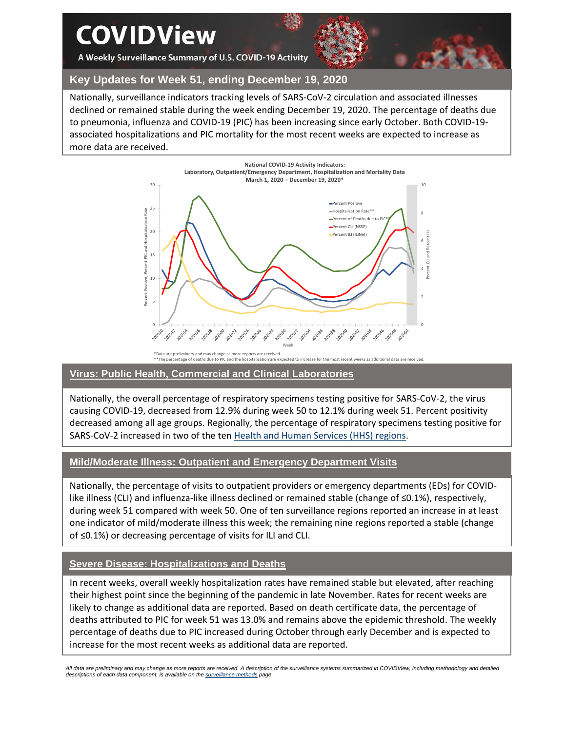# COVIDView

A Weekly Surveillance Summary of U.S. COVID-19 Activity

## Key Updates for Week 51, ending December 19, 2020

Nationally, surveillance indicators tracking levels of SARS-CoV-2 circulation and associated illnesses declined or remained stable during the week ending December 19, 2020. The percentage of deaths due to pneumonia, influenza and COVID-19 (PIC) has been increasing since early October. Both COVID-19-associated hospitalizations and PIC mortality for the most recent weeks are expected to increase as more data are received.

**National COVID-19 Activity Indicators: Laboratory, Outpatient/Emergency Department, Hospitalization and Mortality Data March 1, 2020 – December 19, 2020***

*Data are preliminary and may change as more reports are received.
**The percentage of deaths due to PIC and the hospitalization are expected to increase for the most recent weeks as additional data are received.

## Virus: Public Health, Commercial and Clinical Laboratories

Nationally, the overall percentage of respiratory specimens testing positive for SARS-CoV-2, the virus causing COVID-19, decreased from 12.9% during week 50 to 12.1% during week 51. Percent positivity decreased among all age groups. Regionally, the percentage of respiratory specimens testing positive for SARS-CoV-2 increased in two of the ten Health and Human Services (HHS) regions.

## Mild/Moderate Illness: Outpatient and Emergency Department Visits

Nationally, the percentage of visits to outpatient providers or emergency departments (EDs) for COVID-like illness (CLI) and influenza-like illness declined or remained stable (change of ≤0.1%), respectively, during week 51 compared with week 50. One of ten surveillance regions reported an increase in at least one indicator of mild/moderate illness this week; the remaining nine regions reported a stable (change of ≤0.1%) or decreasing percentage of visits for ILI and CLI.

## Severe Disease: Hospitalizations and Deaths

In recent weeks, overall weekly hospitalization rates have remained stable but elevated, after reaching their highest point since the beginning of the pandemic in late November. Rates for recent weeks are likely to change as additional data are reported. Based on death certificate data, the percentage of deaths attributed to PIC for week 51 was 13.0% and remains above the epidemic threshold. The weekly percentage of deaths due to PIC increased during October through early December and is expected to increase for the most recent weeks as additional data are reported.

*All data are preliminary and may change as more reports are received. A description of the surveillance systems summarized in COVIDView, including methodology and detailed descriptions of each data component, is available on the surveillance methods page.*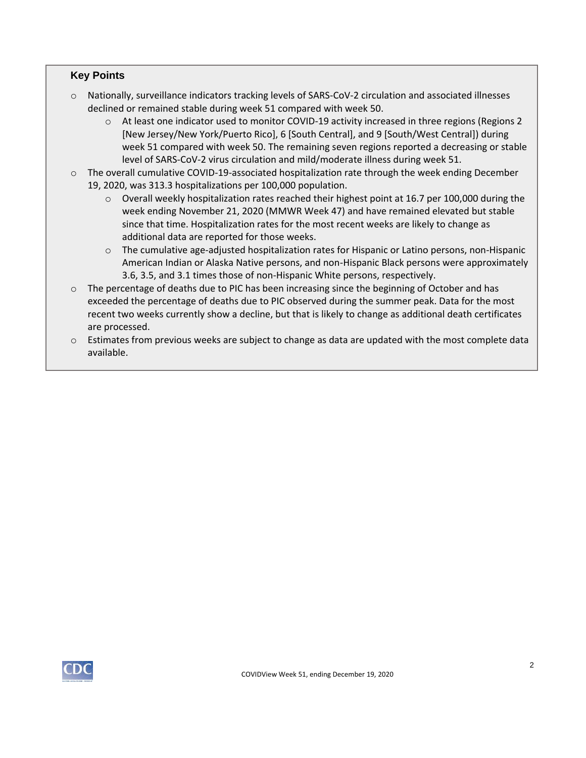## Key Points

- Nationally, surveillance indicators tracking levels of SARS-CoV-2 circulation and associated illnesses declined or remained stable during week 51 compared with week 50.
  - At least one indicator used to monitor COVID-19 activity increased in three regions (Regions 2 [New Jersey/New York/Puerto Rico], 6 [South Central], and 9 [South/West Central]) during week 51 compared with week 50. The remaining seven regions reported a decreasing or stable level of SARS-CoV-2 virus circulation and mild/moderate illness during week 51.
- The overall cumulative COVID-19-associated hospitalization rate through the week ending December 19, 2020, was 313.3 hospitalizations per 100,000 population.
  - Overall weekly hospitalization rates reached their highest point at 16.7 per 100,000 during the week ending November 21, 2020 (MMWR Week 47) and have remained elevated but stable since that time. Hospitalization rates for the most recent weeks are likely to change as additional data are reported for those weeks.
  - The cumulative age-adjusted hospitalization rates for Hispanic or Latino persons, non-Hispanic American Indian or Alaska Native persons, and non-Hispanic Black persons were approximately 3.6, 3.5, and 3.1 times those of non-Hispanic White persons, respectively.
- The percentage of deaths due to PIC has been increasing since the beginning of October and has exceeded the percentage of deaths due to PIC observed during the summer peak. Data for the most recent two weeks currently show a decline, but that is likely to change as additional death certificates are processed.
- Estimates from previous weeks are subject to change as data are updated with the most complete data available.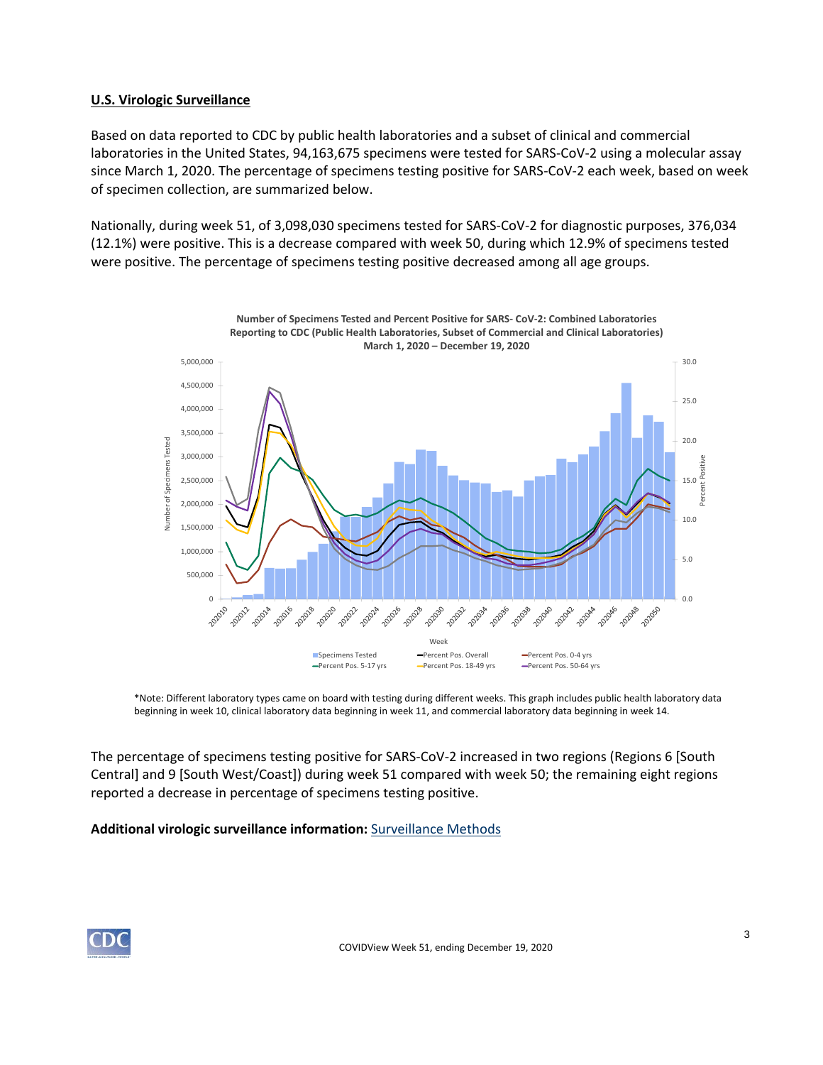## U.S. Virologic Surveillance

Based on data reported to CDC by public health laboratories and a subset of clinical and commercial laboratories in the United States, 94,163,675 specimens were tested for SARS-CoV-2 using a molecular assay since March 1, 2020. The percentage of specimens testing positive for SARS-CoV-2 each week, based on week of specimen collection, are summarized below.

Nationally, during week 51, of 3,098,030 specimens tested for SARS-CoV-2 for diagnostic purposes, 376,034 (12.1%) were positive. This is a decrease compared with week 50, during which 12.9% of specimens tested were positive. The percentage of specimens testing positive decreased among all age groups.

**Number of Specimens Tested and Percent Positive for SARS- CoV-2: Combined Laboratories Reporting to CDC (Public Health Laboratories, Subset of Commercial and Clinical Laboratories) March 1, 2020 – December 19, 2020**

*Note: Different laboratory types came on board with testing during different weeks. This graph includes public health laboratory data beginning in week 10, clinical laboratory data beginning in week 11, and commercial laboratory data beginning in week 14.

The percentage of specimens testing positive for SARS-CoV-2 increased in two regions (Regions 6 [South Central] and 9 [South West/Coast]) during week 51 compared with week 50; the remaining eight regions reported a decrease in percentage of specimens testing positive.

**Additional virologic surveillance information:** Surveillance Methods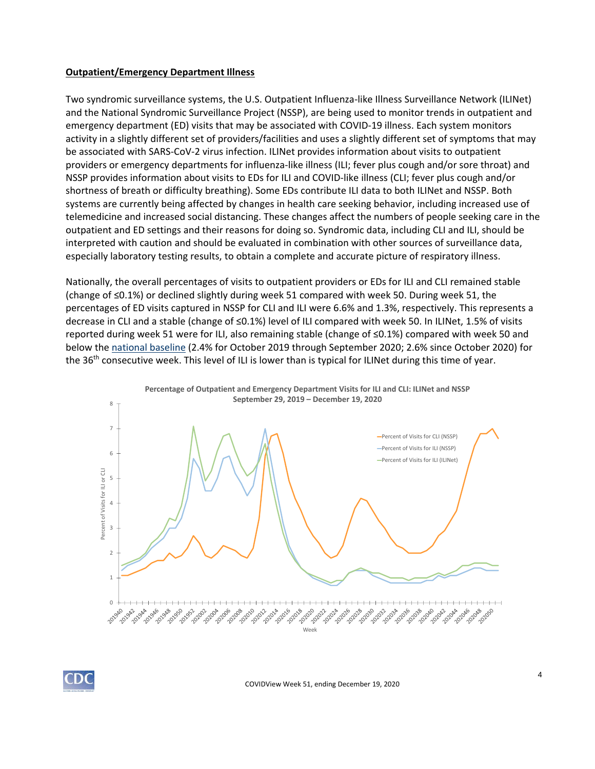## Outpatient/Emergency Department Illness

Two syndromic surveillance systems, the U.S. Outpatient Influenza-like Illness Surveillance Network (ILINet) and the National Syndromic Surveillance Project (NSSP), are being used to monitor trends in outpatient and emergency department (ED) visits that may be associated with COVID-19 illness. Each system monitors activity in a slightly different set of providers/facilities and uses a slightly different set of symptoms that may be associated with SARS-CoV-2 virus infection. ILINet provides information about visits to outpatient providers or emergency departments for influenza-like illness (ILI; fever plus cough and/or sore throat) and NSSP provides information about visits to EDs for ILI and COVID-like illness (CLI; fever plus cough and/or shortness of breath or difficulty breathing). Some EDs contribute ILI data to both ILINet and NSSP. Both systems are currently being affected by changes in health care seeking behavior, including increased use of telemedicine and increased social distancing. These changes affect the numbers of people seeking care in the outpatient and ED settings and their reasons for doing so. Syndromic data, including CLI and ILI, should be interpreted with caution and should be evaluated in combination with other sources of surveillance data, especially laboratory testing results, to obtain a complete and accurate picture of respiratory illness.

Nationally, the overall percentages of visits to outpatient providers or EDs for ILI and CLI remained stable (change of ≤0.1%) or declined slightly during week 51 compared with week 50. During week 51, the percentages of ED visits captured in NSSP for CLI and ILI were 6.6% and 1.3%, respectively. This represents a decrease in CLI and a stable (change of ≤0.1%) level of ILI compared with week 50. In ILINet, 1.5% of visits reported during week 51 were for ILI, also remaining stable (change of ≤0.1%) compared with week 50 and below the national baseline (2.4% for October 2019 through September 2020; 2.6% since October 2020) for the 36th consecutive week. This level of ILI is lower than is typical for ILINet during this time of year.

**Percentage of Outpatient and Emergency Department Visits for ILI and CLI: ILINet and NSSP**
**September 29, 2019 – December 19, 2020**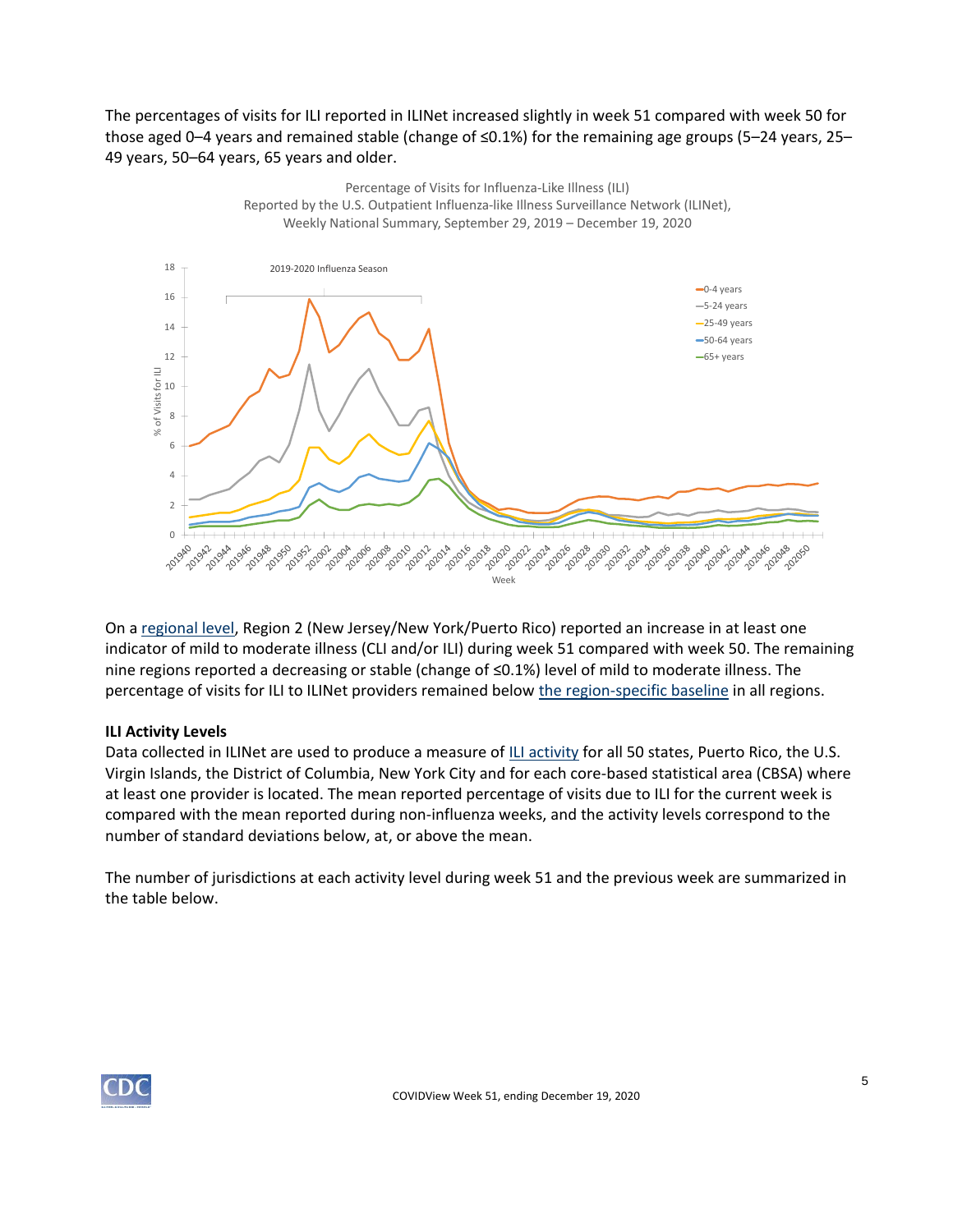The percentages of visits for ILI reported in ILINet increased slightly in week 51 compared with week 50 for those aged 0–4 years and remained stable (change of ≤0.1%) for the remaining age groups (5–24 years, 25–49 years, 50–64 years, 65 years and older).

Percentage of Visits for Influenza-Like Illness (ILI)
Reported by the U.S. Outpatient Influenza-like Illness Surveillance Network (ILINet),
Weekly National Summary, September 29, 2019 – December 19, 2020

On a regional level, Region 2 (New Jersey/New York/Puerto Rico) reported an increase in at least one indicator of mild to moderate illness (CLI and/or ILI) during week 51 compared with week 50. The remaining nine regions reported a decreasing or stable (change of ≤0.1%) level of mild to moderate illness. The percentage of visits for ILI to ILINet providers remained below the region-specific baseline in all regions.

**ILI Activity Levels**

Data collected in ILINet are used to produce a measure of ILI activity for all 50 states, Puerto Rico, the U.S. Virgin Islands, the District of Columbia, New York City and for each core-based statistical area (CBSA) where at least one provider is located. The mean reported percentage of visits due to ILI for the current week is compared with the mean reported during non-influenza weeks, and the activity levels correspond to the number of standard deviations below, at, or above the mean.

The number of jurisdictions at each activity level during week 51 and the previous week are summarized in the table below.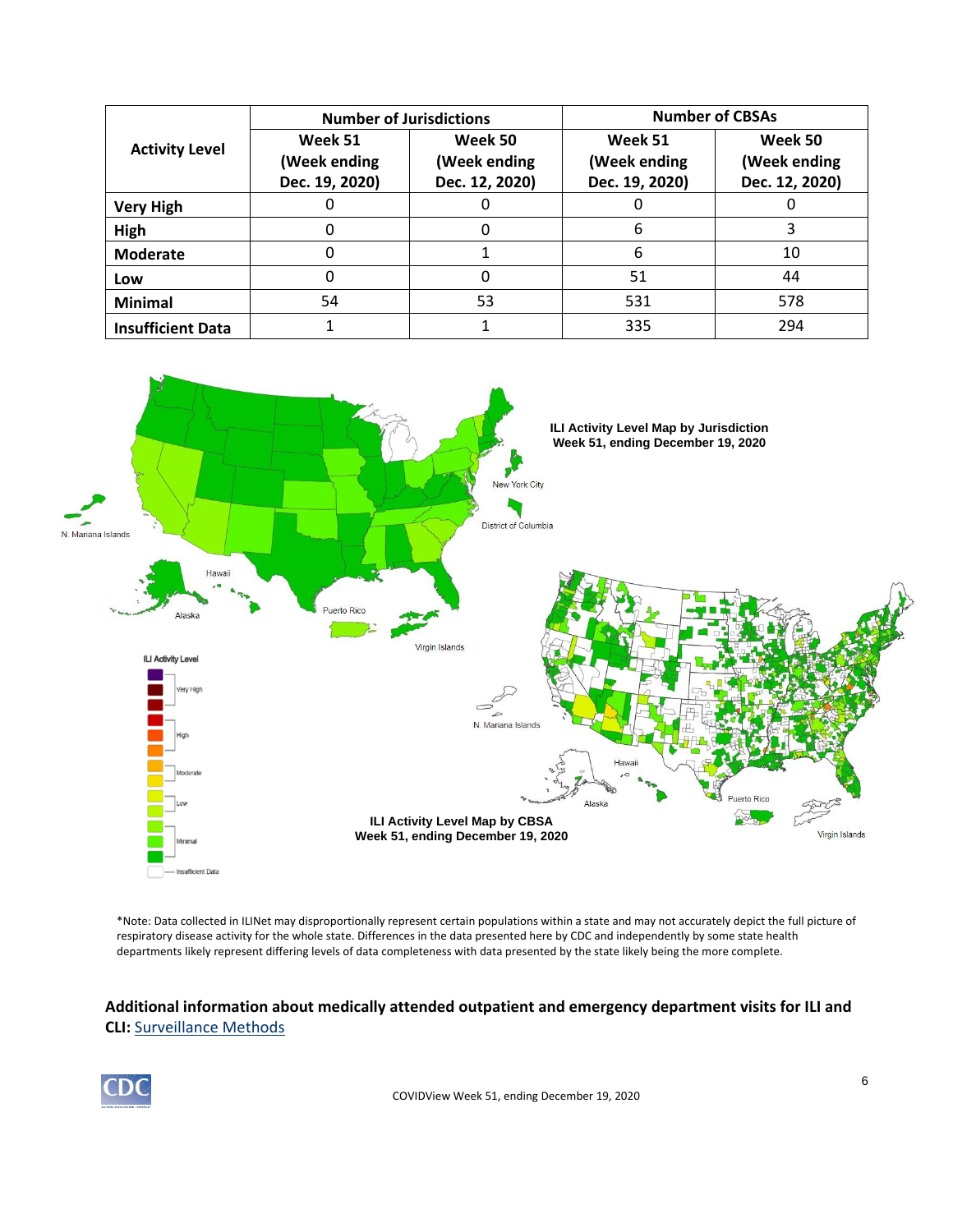| Activity Level | Number of Jurisdictions | | Number of CBSAs | |
|---|---|---|---|---|
| | Week 51 (Week ending Dec. 19, 2020) | Week 50 (Week ending Dec. 12, 2020) | Week 51 (Week ending Dec. 19, 2020) | Week 50 (Week ending Dec. 12, 2020) |
| **Very High** | 0 | 0 | 0 | 0 |
| **High** | 0 | 0 | 6 | 3 |
| **Moderate** | 0 | 1 | 6 | 10 |
| **Low** | 0 | 0 | 51 | 44 |
| **Minimal** | 54 | 53 | 531 | 578 |
| **Insufficient Data** | 1 | 1 | 335 | 294 |

**ILI Activity Level Map by Jurisdiction**
**Week 51, ending December 19, 2020**

**ILI Activity Level Map by CBSA**
**Week 51, ending December 19, 2020**

*Note: Data collected in ILINet may disproportionally represent certain populations within a state and may not accurately depict the full picture of respiratory disease activity for the whole state. Differences in the data presented here by CDC and independently by some state health departments likely represent differing levels of data completeness with data presented by the state likely being the more complete.

**Additional information about medically attended outpatient and emergency department visits for ILI and CLI:** Surveillance Methods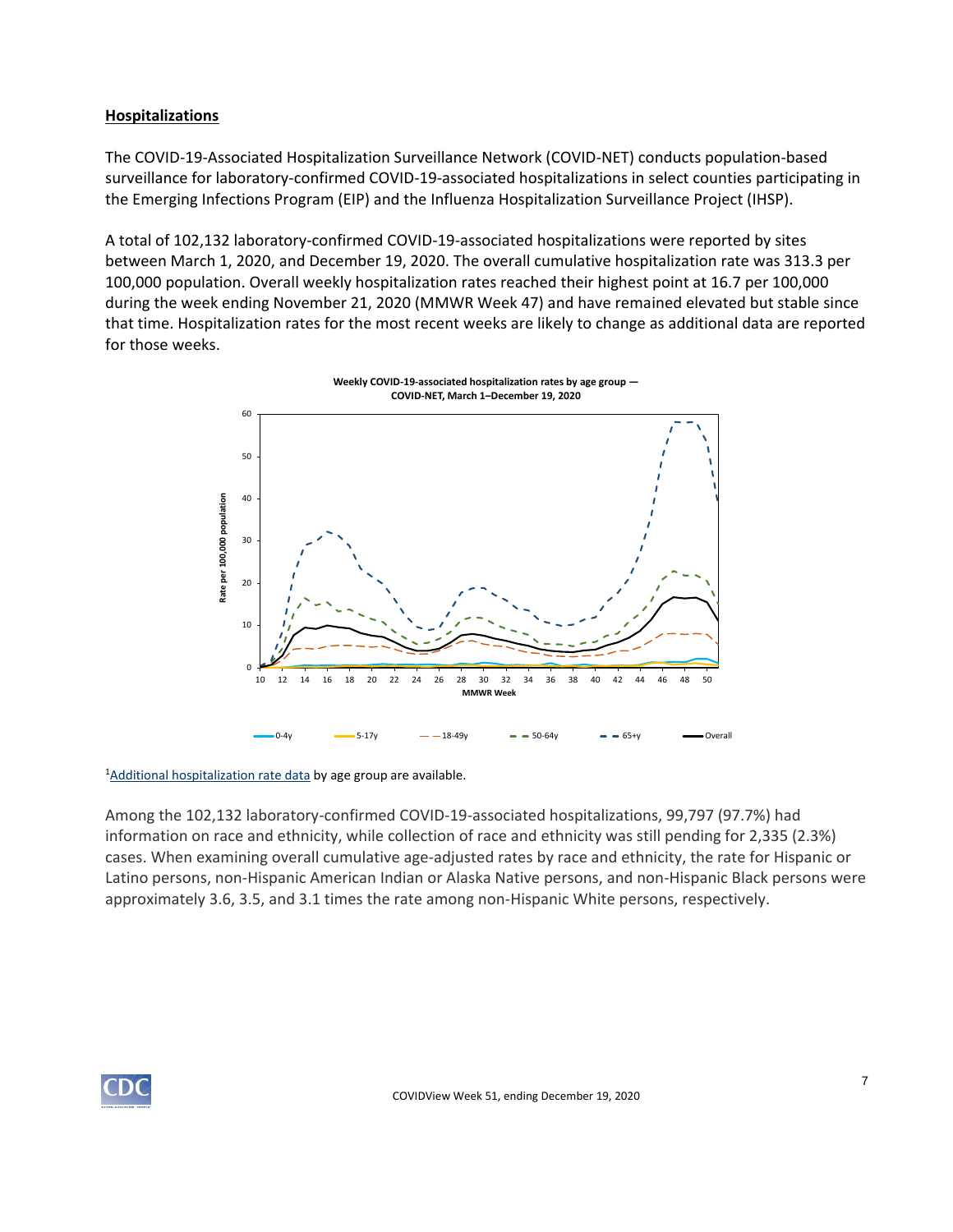## Hospitalizations

The COVID-19-Associated Hospitalization Surveillance Network (COVID-NET) conducts population-based surveillance for laboratory-confirmed COVID-19-associated hospitalizations in select counties participating in the Emerging Infections Program (EIP) and the Influenza Hospitalization Surveillance Project (IHSP).

A total of 102,132 laboratory-confirmed COVID-19-associated hospitalizations were reported by sites between March 1, 2020, and December 19, 2020. The overall cumulative hospitalization rate was 313.3 per 100,000 population. Overall weekly hospitalization rates reached their highest point at 16.7 per 100,000 during the week ending November 21, 2020 (MMWR Week 47) and have remained elevated but stable since that time. Hospitalization rates for the most recent weeks are likely to change as additional data are reported for those weeks.

**Weekly COVID-19-associated hospitalization rates by age group — COVID-NET, March 1–December 19, 2020**

[1] Additional hospitalization rate data by age group are available.

Among the 102,132 laboratory-confirmed COVID-19-associated hospitalizations, 99,797 (97.7%) had information on race and ethnicity, while collection of race and ethnicity was still pending for 2,335 (2.3%) cases. When examining overall cumulative age-adjusted rates by race and ethnicity, the rate for Hispanic or Latino persons, non-Hispanic American Indian or Alaska Native persons, and non-Hispanic Black persons were approximately 3.6, 3.5, and 3.1 times the rate among non-Hispanic White persons, respectively.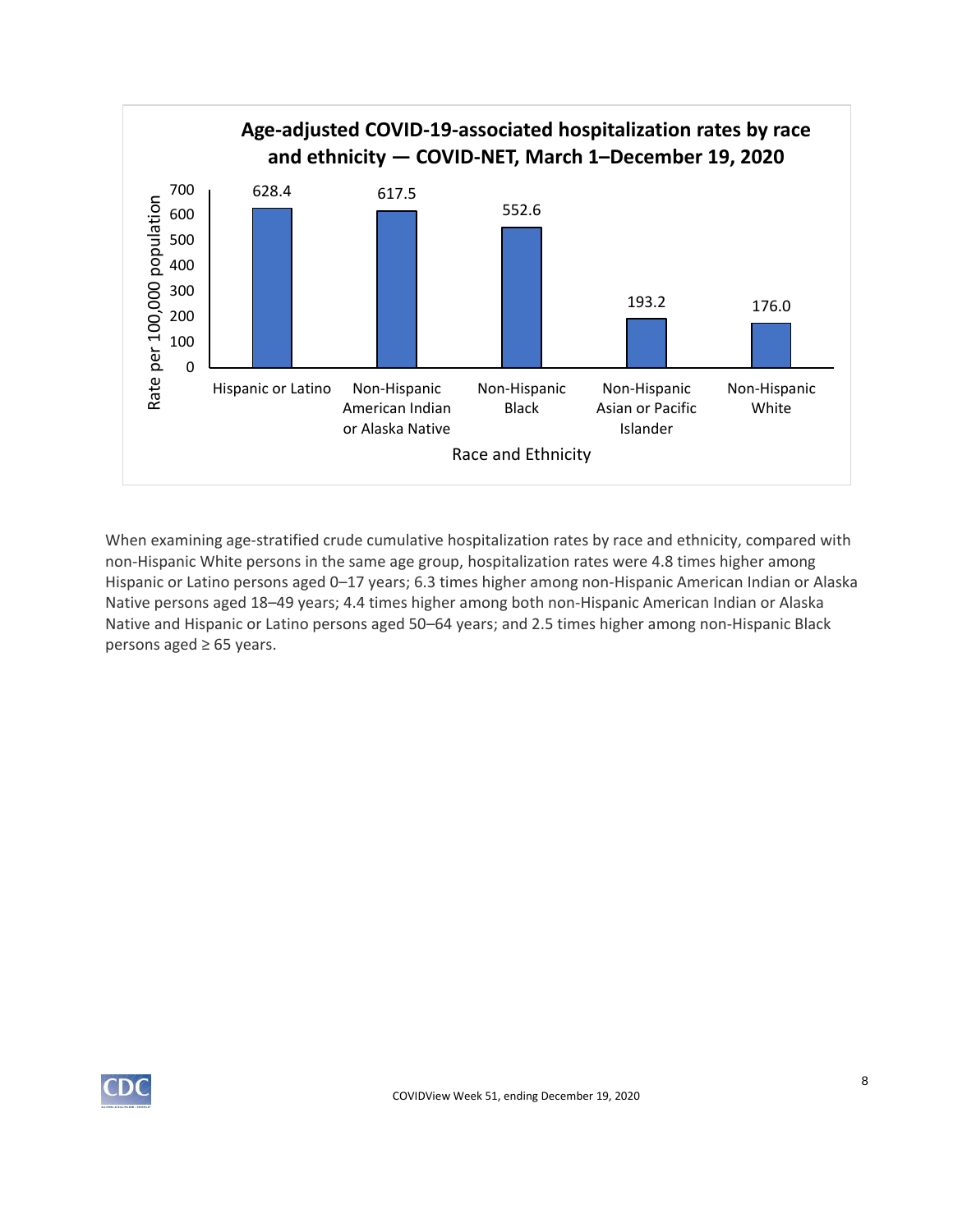**Age-adjusted COVID-19-associated hospitalization rates by race and ethnicity — COVID-NET, March 1–December 19, 2020**

| Race and Ethnicity | Rate per 100,000 population |
| --- | --- |
| Hispanic or Latino | 628.4 |
| Non-Hispanic American Indian or Alaska Native | 617.5 |
| Non-Hispanic Black | 552.6 |
| Non-Hispanic Asian or Pacific Islander | 193.2 |
| Non-Hispanic White | 176.0 |

When examining age-stratified crude cumulative hospitalization rates by race and ethnicity, compared with non-Hispanic White persons in the same age group, hospitalization rates were 4.8 times higher among Hispanic or Latino persons aged 0–17 years; 6.3 times higher among non-Hispanic American Indian or Alaska Native persons aged 18–49 years; 4.4 times higher among both non-Hispanic American Indian or Alaska Native and Hispanic or Latino persons aged 50–64 years; and 2.5 times higher among non-Hispanic Black persons aged ≥ 65 years.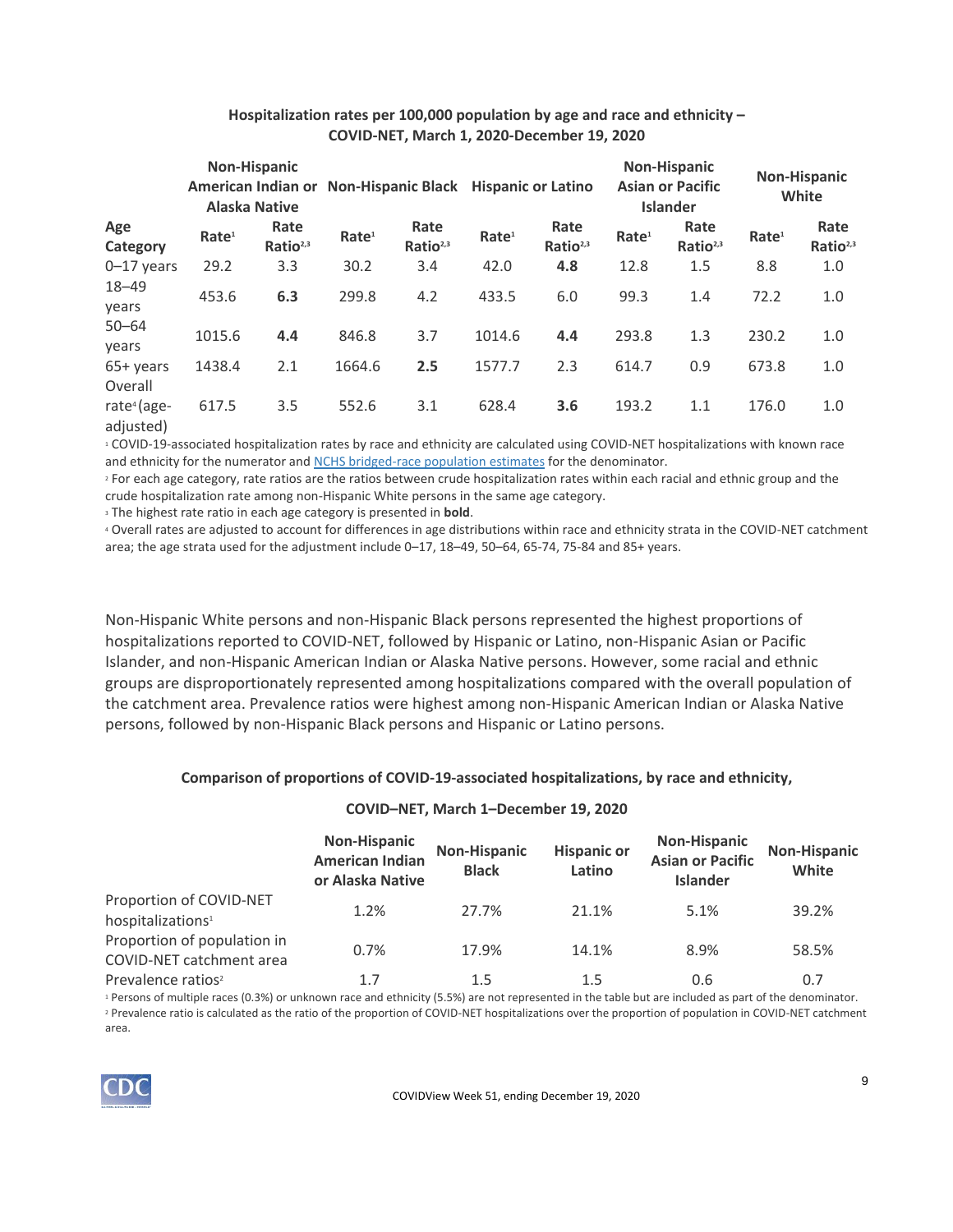**Hospitalization rates per 100,000 population by age and race and ethnicity – COVID-NET, March 1, 2020-December 19, 2020**

| Age Category | Non-Hispanic American Indian or Alaska Native | | Non-Hispanic Black | | Hispanic or Latino | | Non-Hispanic Asian or Pacific Islander | | Non-Hispanic White | |
|---|---|---|---|---|---|---|---|---|---|---|
| | Rate[1] | Rate Ratio[2,3] | Rate[1] | Rate Ratio[2,3] | Rate[1] | Rate Ratio[2,3] | Rate[1] | Rate Ratio[2,3] | Rate[1] | Rate Ratio[2,3] |
| 0–17 years | 29.2 | 3.3 | 30.2 | 3.4 | 42.0 | **4.8** | 12.8 | 1.5 | 8.8 | 1.0 |
| 18–49 years | 453.6 | **6.3** | 299.8 | 4.2 | 433.5 | 6.0 | 99.3 | 1.4 | 72.2 | 1.0 |
| 50–64 years | 1015.6 | **4.4** | 846.8 | 3.7 | 1014.6 | **4.4** | 293.8 | 1.3 | 230.2 | 1.0 |
| 65+ years | 1438.4 | 2.1 | 1664.6 | **2.5** | 1577.7 | 2.3 | 614.7 | 0.9 | 673.8 | 1.0 |
| Overall rate[4] (age-adjusted) | 617.5 | 3.5 | 552.6 | 3.1 | 628.4 | **3.6** | 193.2 | 1.1 | 176.0 | 1.0 |

[1] COVID-19-associated hospitalization rates by race and ethnicity are calculated using COVID-NET hospitalizations with known race and ethnicity for the numerator and NCHS bridged-race population estimates for the denominator.
[2] For each age category, rate ratios are the ratios between crude hospitalization rates within each racial and ethnic group and the crude hospitalization rate among non-Hispanic White persons in the same age category.
[3] The highest rate ratio in each age category is presented in **bold**.
[4] Overall rates are adjusted to account for differences in age distributions within race and ethnicity strata in the COVID-NET catchment area; the age strata used for the adjustment include 0–17, 18–49, 50–64, 65-74, 75-84 and 85+ years.

Non-Hispanic White persons and non-Hispanic Black persons represented the highest proportions of hospitalizations reported to COVID-NET, followed by Hispanic or Latino, non-Hispanic Asian or Pacific Islander, and non-Hispanic American Indian or Alaska Native persons. However, some racial and ethnic groups are disproportionately represented among hospitalizations compared with the overall population of the catchment area. Prevalence ratios were highest among non-Hispanic American Indian or Alaska Native persons, followed by non-Hispanic Black persons and Hispanic or Latino persons.

**Comparison of proportions of COVID-19-associated hospitalizations, by race and ethnicity, COVID–NET, March 1–December 19, 2020**

| | Non-Hispanic American Indian or Alaska Native | Non-Hispanic Black | Hispanic or Latino | Non-Hispanic Asian or Pacific Islander | Non-Hispanic White |
|---|---|---|---|---|---|
| Proportion of COVID-NET hospitalizations[1] | 1.2% | 27.7% | 21.1% | 5.1% | 39.2% |
| Proportion of population in COVID-NET catchment area | 0.7% | 17.9% | 14.1% | 8.9% | 58.5% |
| Prevalence ratios[2] | 1.7 | 1.5 | 1.5 | 0.6 | 0.7 |

[1] Persons of multiple races (0.3%) or unknown race and ethnicity (5.5%) are not represented in the table but are included as part of the denominator.
[2] Prevalence ratio is calculated as the ratio of the proportion of COVID-NET hospitalizations over the proportion of population in COVID-NET catchment area.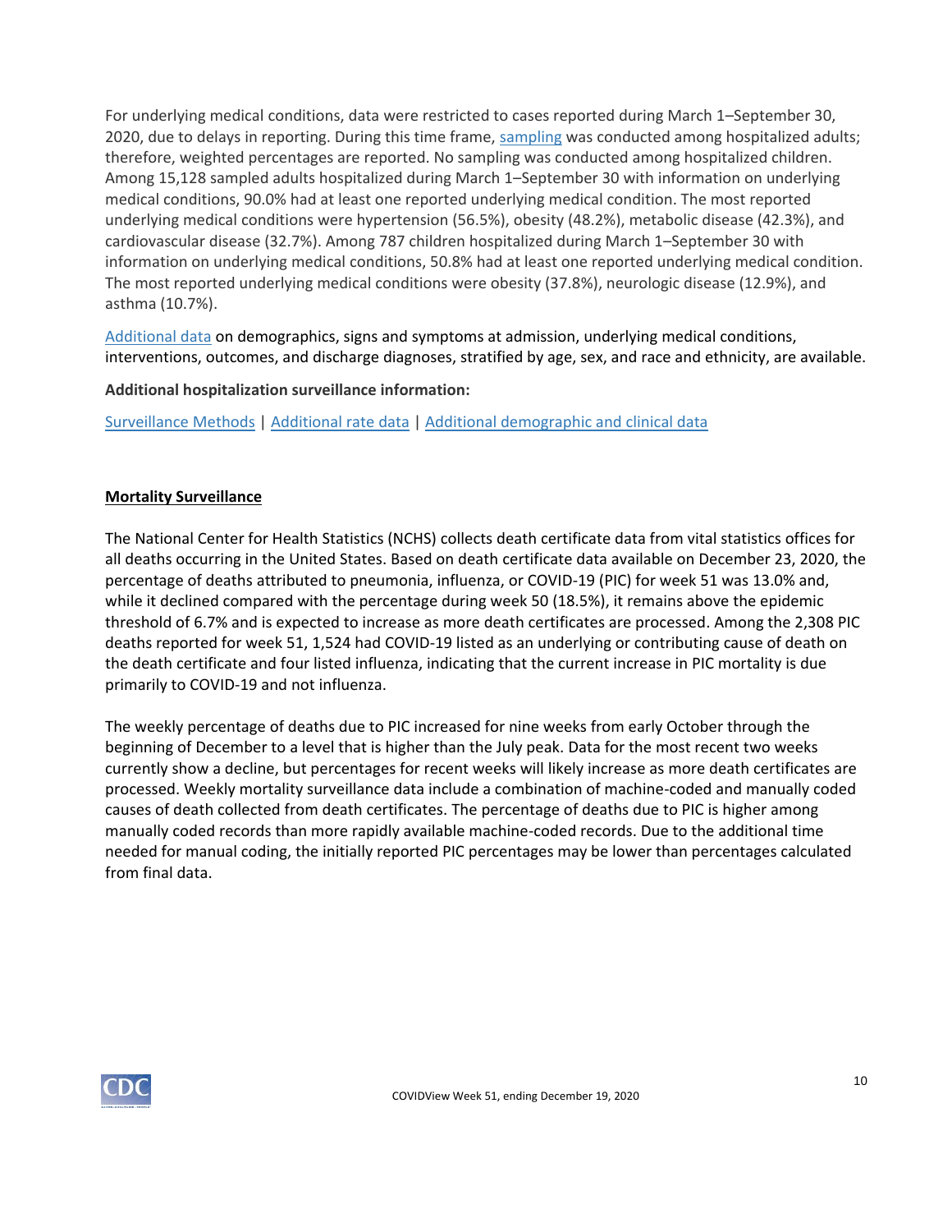For underlying medical conditions, data were restricted to cases reported during March 1–September 30, 2020, due to delays in reporting. During this time frame, sampling was conducted among hospitalized adults; therefore, weighted percentages are reported. No sampling was conducted among hospitalized children. Among 15,128 sampled adults hospitalized during March 1–September 30 with information on underlying medical conditions, 90.0% had at least one reported underlying medical condition. The most reported underlying medical conditions were hypertension (56.5%), obesity (48.2%), metabolic disease (42.3%), and cardiovascular disease (32.7%). Among 787 children hospitalized during March 1–September 30 with information on underlying medical conditions, 50.8% had at least one reported underlying medical condition. The most reported underlying medical conditions were obesity (37.8%), neurologic disease (12.9%), and asthma (10.7%).

Additional data on demographics, signs and symptoms at admission, underlying medical conditions, interventions, outcomes, and discharge diagnoses, stratified by age, sex, and race and ethnicity, are available.

**Additional hospitalization surveillance information:**

Surveillance Methods | Additional rate data | Additional demographic and clinical data

## Mortality Surveillance

The National Center for Health Statistics (NCHS) collects death certificate data from vital statistics offices for all deaths occurring in the United States. Based on death certificate data available on December 23, 2020, the percentage of deaths attributed to pneumonia, influenza, or COVID-19 (PIC) for week 51 was 13.0% and, while it declined compared with the percentage during week 50 (18.5%), it remains above the epidemic threshold of 6.7% and is expected to increase as more death certificates are processed. Among the 2,308 PIC deaths reported for week 51, 1,524 had COVID-19 listed as an underlying or contributing cause of death on the death certificate and four listed influenza, indicating that the current increase in PIC mortality is due primarily to COVID-19 and not influenza.

The weekly percentage of deaths due to PIC increased for nine weeks from early October through the beginning of December to a level that is higher than the July peak. Data for the most recent two weeks currently show a decline, but percentages for recent weeks will likely increase as more death certificates are processed. Weekly mortality surveillance data include a combination of machine-coded and manually coded causes of death collected from death certificates. The percentage of deaths due to PIC is higher among manually coded records than more rapidly available machine-coded records. Due to the additional time needed for manual coding, the initially reported PIC percentages may be lower than percentages calculated from final data.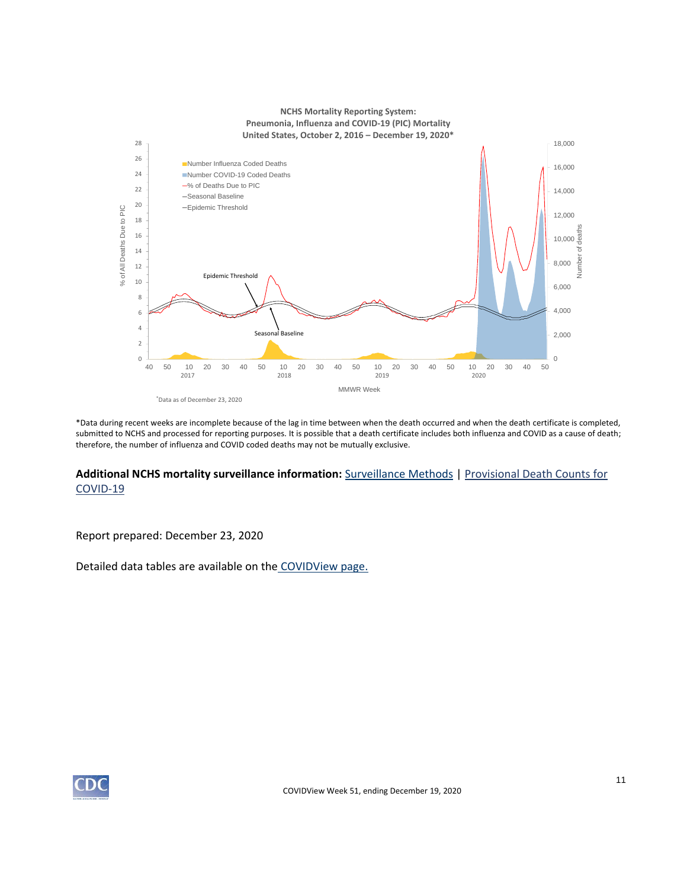**NCHS Mortality Reporting System: Pneumonia, Influenza and COVID-19 (PIC) Mortality United States, October 2, 2016 – December 19, 2020***

Number Influenza Coded Deaths
Number COVID-19 Coded Deaths
% of Deaths Due to PIC
Seasonal Baseline
Epidemic Threshold

Epidemic Threshold
Seasonal Baseline

% of All Deaths Due to PIC
0
2
4
6
8
10
12
14
16
18
20
22
24
26
28

Number of deaths
0
2,000
4,000
6,000
8,000
10,000
12,000
14,000
16,000
18,000

MMWR Week
40 50 10 20 30 40 50 10 20 30 40 50 10 20 30 40 50 10 20 30 40 50
2017
2018
2019
2020

*Data as of December 23, 2020

*Data during recent weeks are incomplete because of the lag in time between when the death occurred and when the death certificate is completed, submitted to NCHS and processed for reporting purposes. It is possible that a death certificate includes both influenza and COVID as a cause of death; therefore, the number of influenza and COVID coded deaths may not be mutually exclusive.

**Additional NCHS mortality surveillance information:** Surveillance Methods | Provisional Death Counts for COVID-19

Report prepared: December 23, 2020

Detailed data tables are available on the COVIDView page.